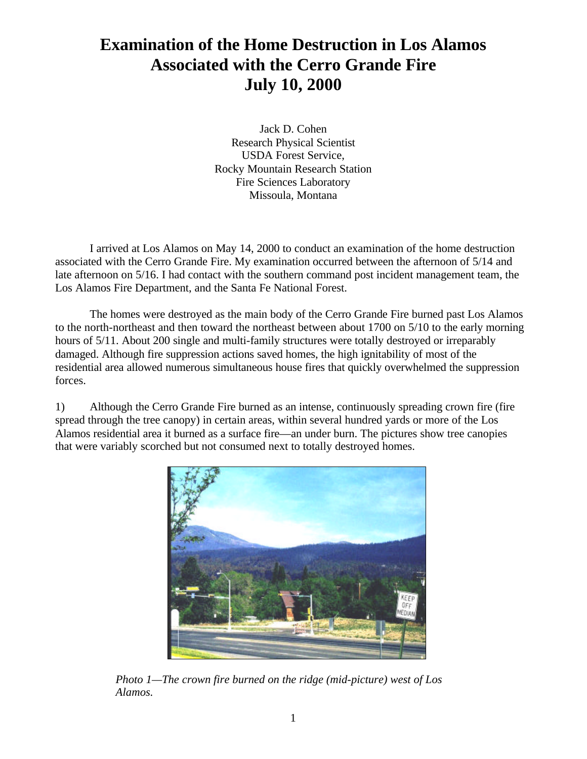# Examination of the Home Destruction in Los Alamos Associated with the Cerro Grande Fire July 10, 2000

Jack D. Cohen
Research Physical Scientist
USDA Forest Service,
Rocky Mountain Research Station
Fire Sciences Laboratory
Missoula, Montana

I arrived at Los Alamos on May 14, 2000 to conduct an examination of the home destruction associated with the Cerro Grande Fire. My examination occurred between the afternoon of 5/14 and late afternoon on 5/16. I had contact with the southern command post incident management team, the Los Alamos Fire Department, and the Santa Fe National Forest.

The homes were destroyed as the main body of the Cerro Grande Fire burned past Los Alamos to the north-northeast and then toward the northeast between about 1700 on 5/10 to the early morning hours of 5/11. About 200 single and multi-family structures were totally destroyed or irreparably damaged. Although fire suppression actions saved homes, the high ignitability of most of the residential area allowed numerous simultaneous house fires that quickly overwhelmed the suppression forces.

1) Although the Cerro Grande Fire burned as an intense, continuously spreading crown fire (fire spread through the tree canopy) in certain areas, within several hundred yards or more of the Los Alamos residential area it burned as a surface fire—an under burn. The pictures show tree canopies that were variably scorched but not consumed next to totally destroyed homes.

*Photo 1—The crown fire burned on the ridge (mid-picture) west of Los Alamos.*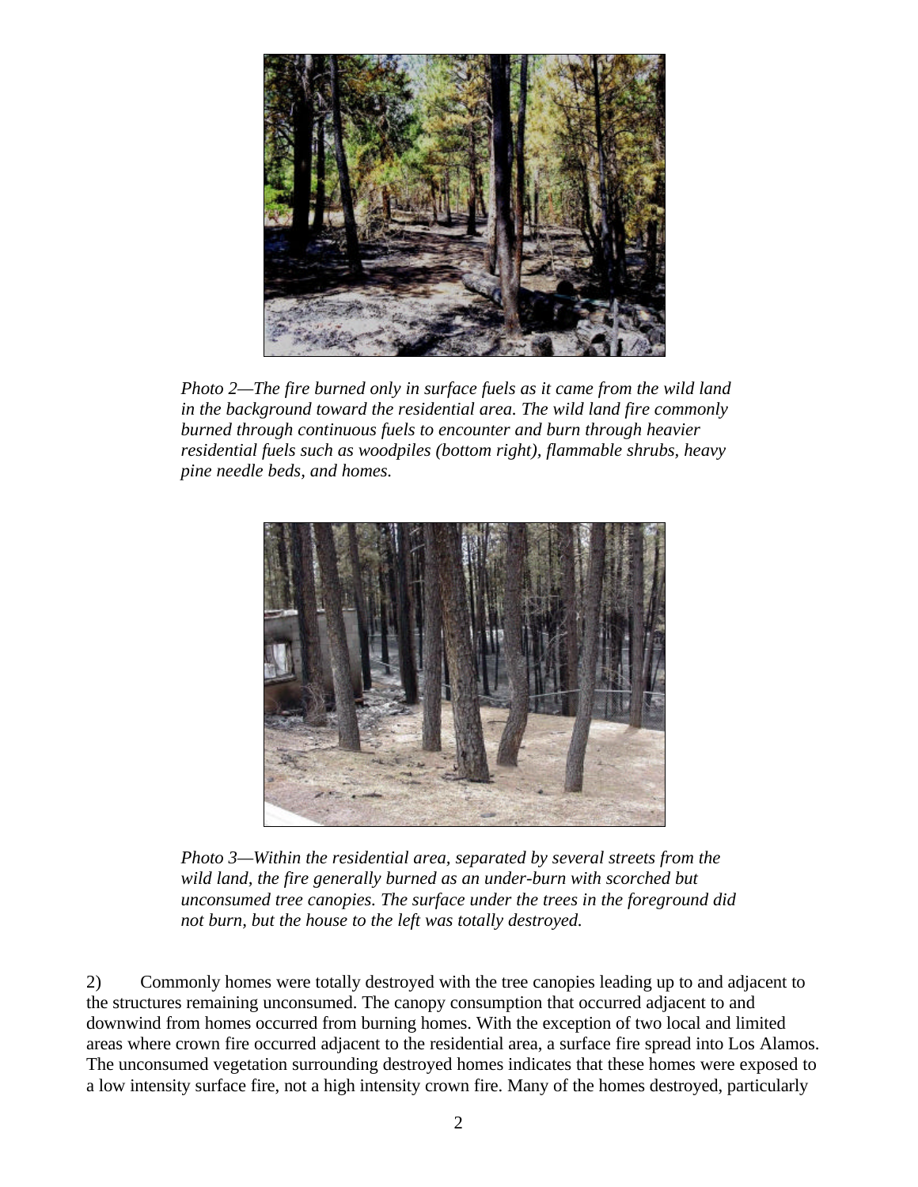*Photo 2—The fire burned only in surface fuels as it came from the wild land in the background toward the residential area. The wild land fire commonly burned through continuous fuels to encounter and burn through heavier residential fuels such as woodpiles (bottom right), flammable shrubs, heavy pine needle beds, and homes.*

*Photo 3—Within the residential area, separated by several streets from the wild land, the fire generally burned as an under-burn with scorched but unconsumed tree canopies. The surface under the trees in the foreground did not burn, but the house to the left was totally destroyed.*

2) Commonly homes were totally destroyed with the tree canopies leading up to and adjacent to the structures remaining unconsumed. The canopy consumption that occurred adjacent to and downwind from homes occurred from burning homes. With the exception of two local and limited areas where crown fire occurred adjacent to the residential area, a surface fire spread into Los Alamos. The unconsumed vegetation surrounding destroyed homes indicates that these homes were exposed to a low intensity surface fire, not a high intensity crown fire. Many of the homes destroyed, particularly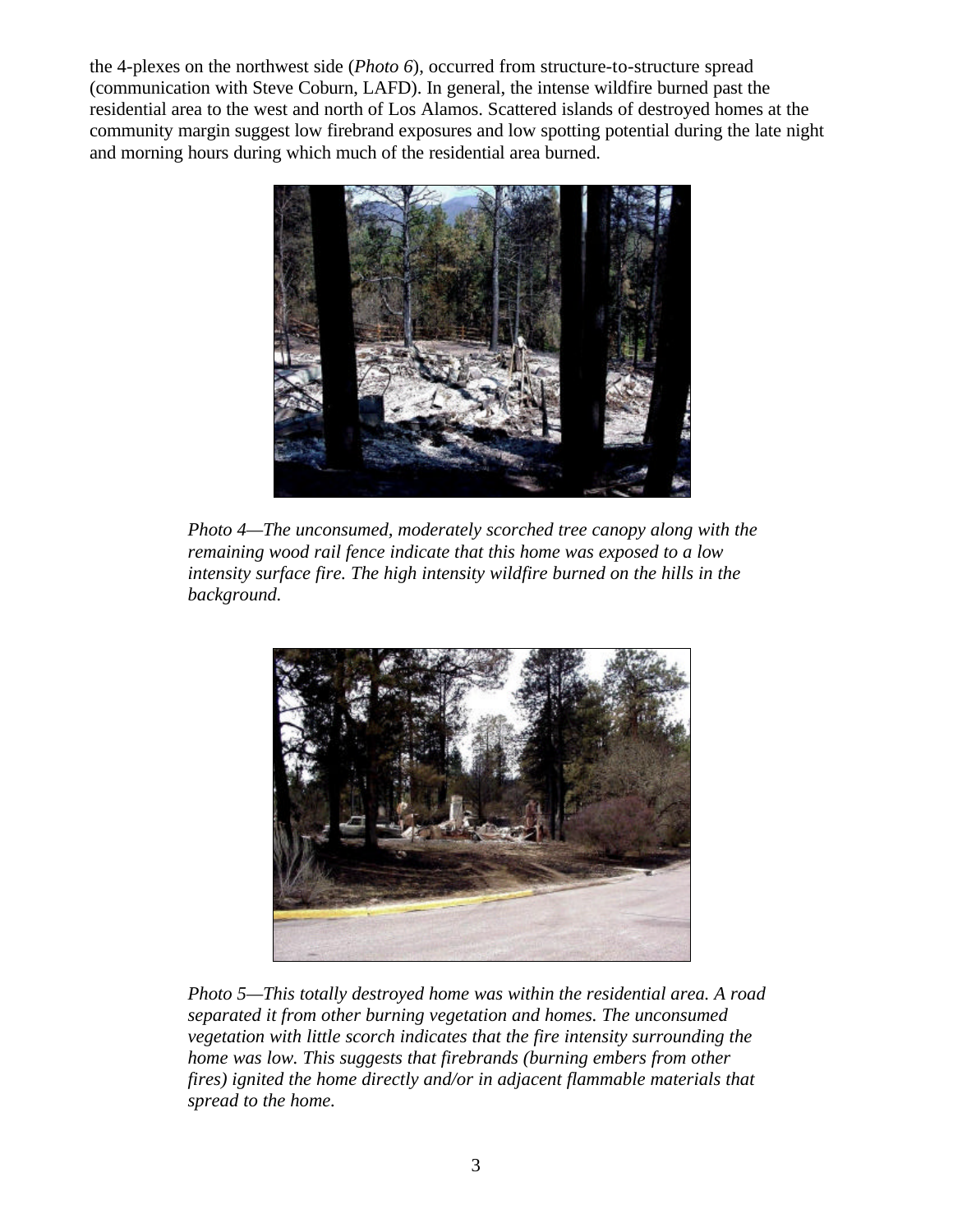the 4-plexes on the northwest side (*Photo 6*), occurred from structure-to-structure spread (communication with Steve Coburn, LAFD). In general, the intense wildfire burned past the residential area to the west and north of Los Alamos. Scattered islands of destroyed homes at the community margin suggest low firebrand exposures and low spotting potential during the late night and morning hours during which much of the residential area burned.

*Photo 4—The unconsumed, moderately scorched tree canopy along with the remaining wood rail fence indicate that this home was exposed to a low intensity surface fire. The high intensity wildfire burned on the hills in the background.*

*Photo 5—This totally destroyed home was within the residential area. A road separated it from other burning vegetation and homes. The unconsumed vegetation with little scorch indicates that the fire intensity surrounding the home was low. This suggests that firebrands (burning embers from other fires) ignited the home directly and/or in adjacent flammable materials that spread to the home.*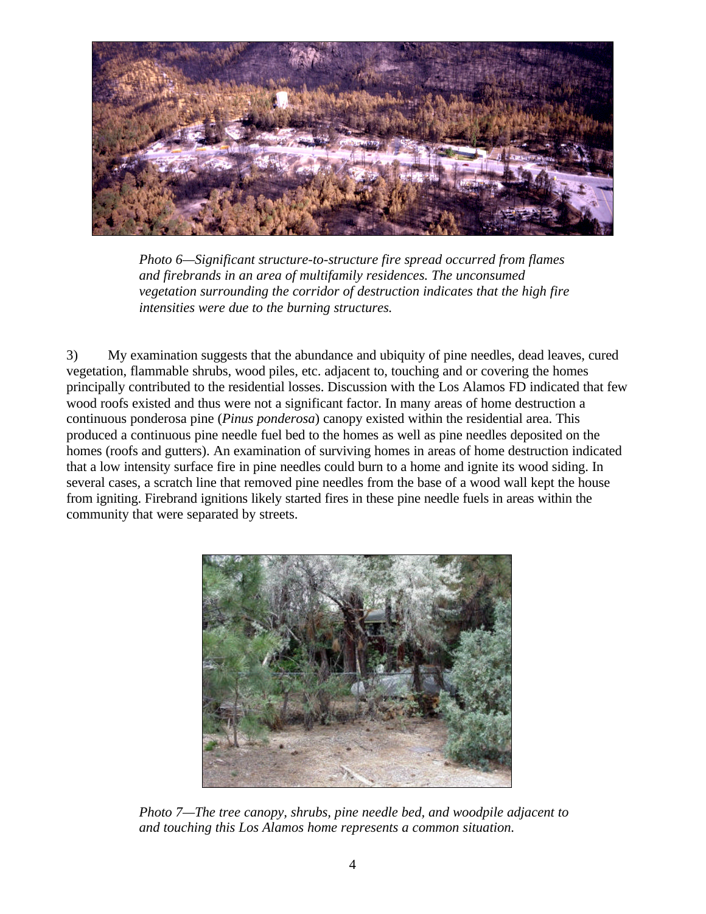*Photo 6—Significant structure-to-structure fire spread occurred from flames and firebrands in an area of multifamily residences. The unconsumed vegetation surrounding the corridor of destruction indicates that the high fire intensities were due to the burning structures.*

3) My examination suggests that the abundance and ubiquity of pine needles, dead leaves, cured vegetation, flammable shrubs, wood piles, etc. adjacent to, touching and or covering the homes principally contributed to the residential losses. Discussion with the Los Alamos FD indicated that few wood roofs existed and thus were not a significant factor. In many areas of home destruction a continuous ponderosa pine (*Pinus ponderosa*) canopy existed within the residential area. This produced a continuous pine needle fuel bed to the homes as well as pine needles deposited on the homes (roofs and gutters). An examination of surviving homes in areas of home destruction indicated that a low intensity surface fire in pine needles could burn to a home and ignite its wood siding. In several cases, a scratch line that removed pine needles from the base of a wood wall kept the house from igniting. Firebrand ignitions likely started fires in these pine needle fuels in areas within the community that were separated by streets.

*Photo 7—The tree canopy, shrubs, pine needle bed, and woodpile adjacent to and touching this Los Alamos home represents a common situation.*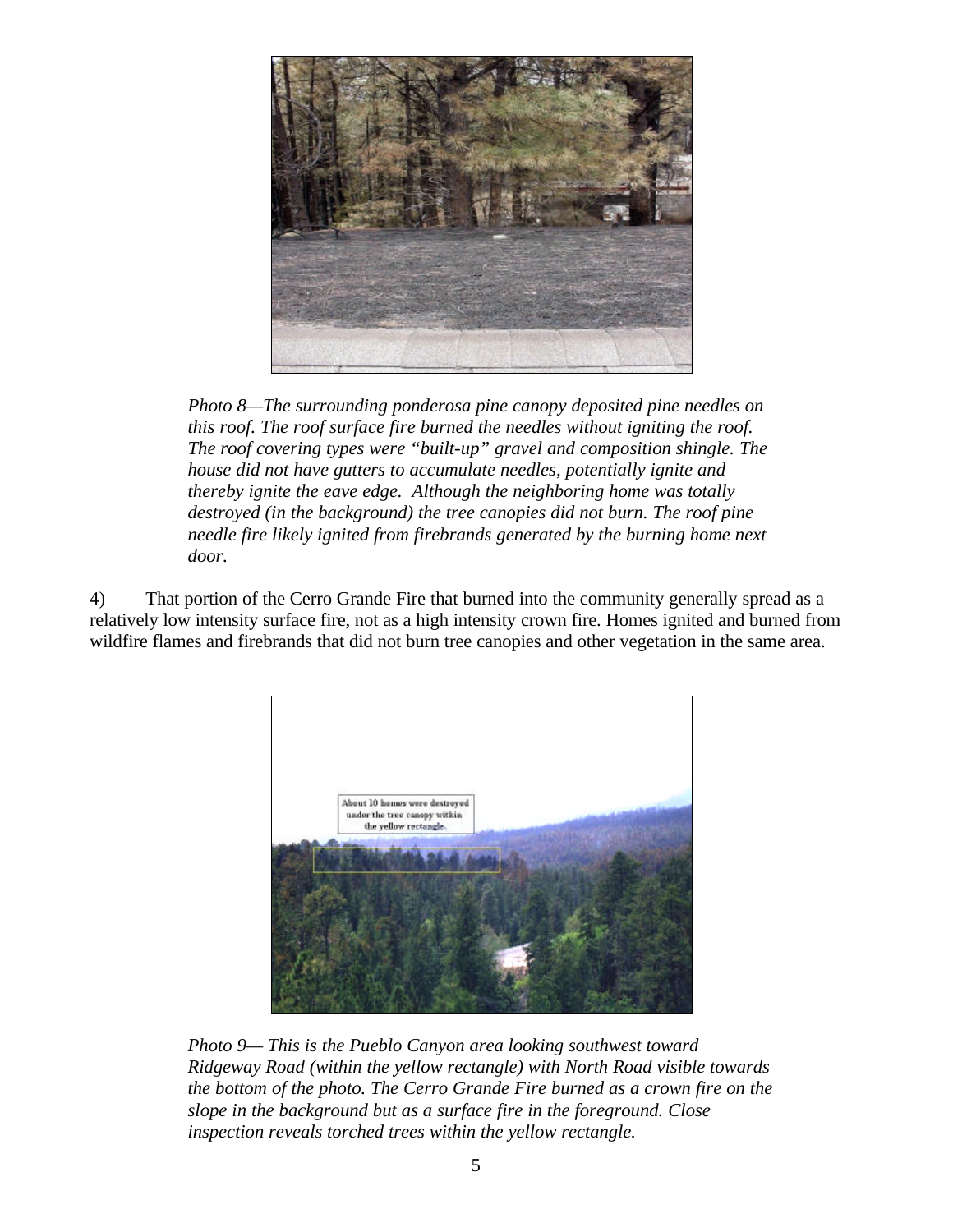*Photo 8—The surrounding ponderosa pine canopy deposited pine needles on this roof. The roof surface fire burned the needles without igniting the roof. The roof covering types were "built-up" gravel and composition shingle. The house did not have gutters to accumulate needles, potentially ignite and thereby ignite the eave edge. Although the neighboring home was totally destroyed (in the background) the tree canopies did not burn. The roof pine needle fire likely ignited from firebrands generated by the burning home next door.*

4) That portion of the Cerro Grande Fire that burned into the community generally spread as a relatively low intensity surface fire, not as a high intensity crown fire. Homes ignited and burned from wildfire flames and firebrands that did not burn tree canopies and other vegetation in the same area.

*Photo 9— This is the Pueblo Canyon area looking southwest toward Ridgeway Road (within the yellow rectangle) with North Road visible towards the bottom of the photo. The Cerro Grande Fire burned as a crown fire on the slope in the background but as a surface fire in the foreground. Close inspection reveals torched trees within the yellow rectangle.*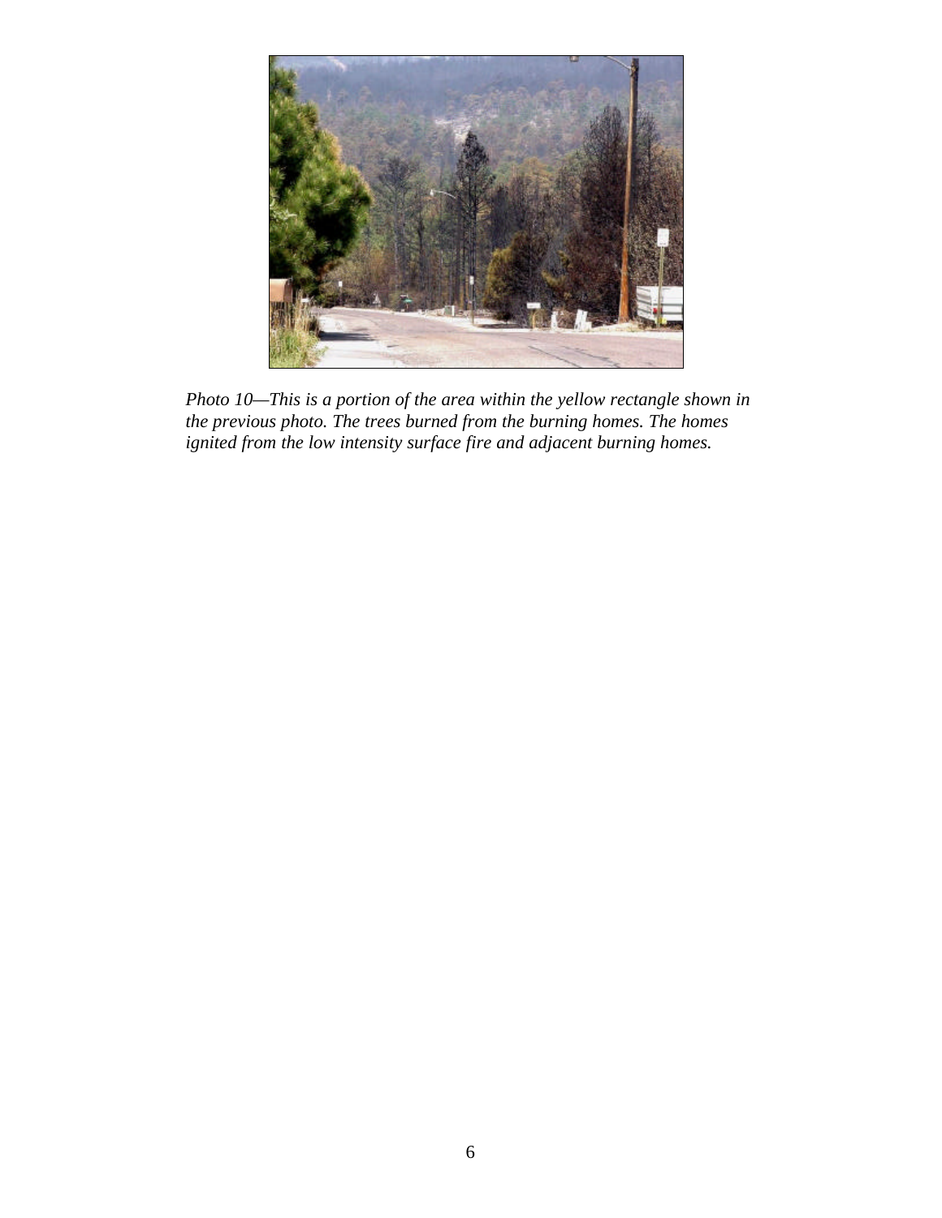*Photo 10—This is a portion of the area within the yellow rectangle shown in the previous photo. The trees burned from the burning homes. The homes ignited from the low intensity surface fire and adjacent burning homes.*